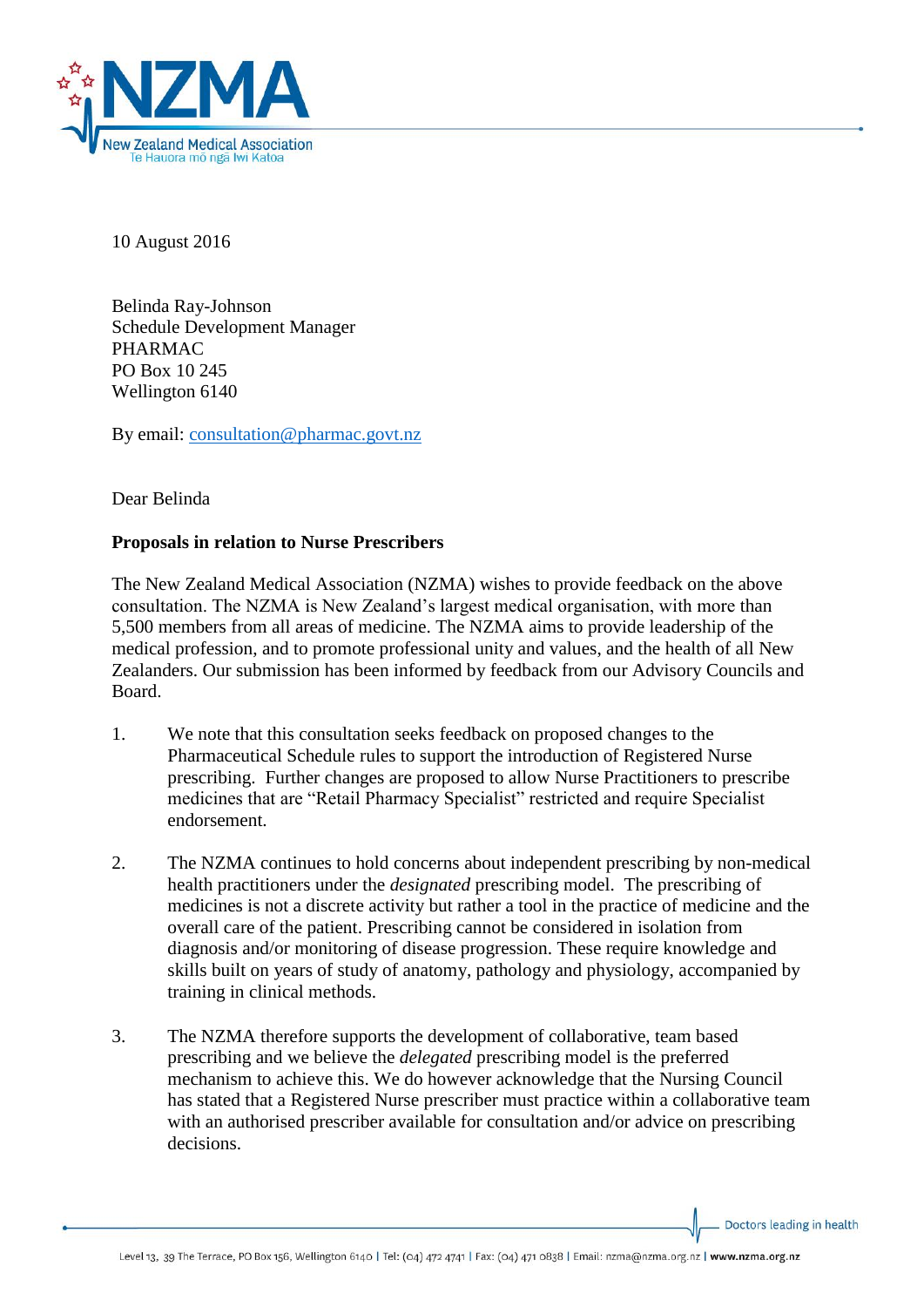10 August 2016

Belinda Ray-Johnson
Schedule Development Manager
PHARMAC
PO Box 10 245
Wellington 6140

By email: consultation@pharmac.govt.nz

Dear Belinda

**Proposals in relation to Nurse Prescribers**

The New Zealand Medical Association (NZMA) wishes to provide feedback on the above consultation. The NZMA is New Zealand's largest medical organisation, with more than 5,500 members from all areas of medicine. The NZMA aims to provide leadership of the medical profession, and to promote professional unity and values, and the health of all New Zealanders. Our submission has been informed by feedback from our Advisory Councils and Board.

1. We note that this consultation seeks feedback on proposed changes to the Pharmaceutical Schedule rules to support the introduction of Registered Nurse prescribing. Further changes are proposed to allow Nurse Practitioners to prescribe medicines that are "Retail Pharmacy Specialist" restricted and require Specialist endorsement.

2. The NZMA continues to hold concerns about independent prescribing by non-medical health practitioners under the *designated* prescribing model. The prescribing of medicines is not a discrete activity but rather a tool in the practice of medicine and the overall care of the patient. Prescribing cannot be considered in isolation from diagnosis and/or monitoring of disease progression. These require knowledge and skills built on years of study of anatomy, pathology and physiology, accompanied by training in clinical methods.

3. The NZMA therefore supports the development of collaborative, team based prescribing and we believe the *delegated* prescribing model is the preferred mechanism to achieve this. We do however acknowledge that the Nursing Council has stated that a Registered Nurse prescriber must practice within a collaborative team with an authorised prescriber available for consultation and/or advice on prescribing decisions.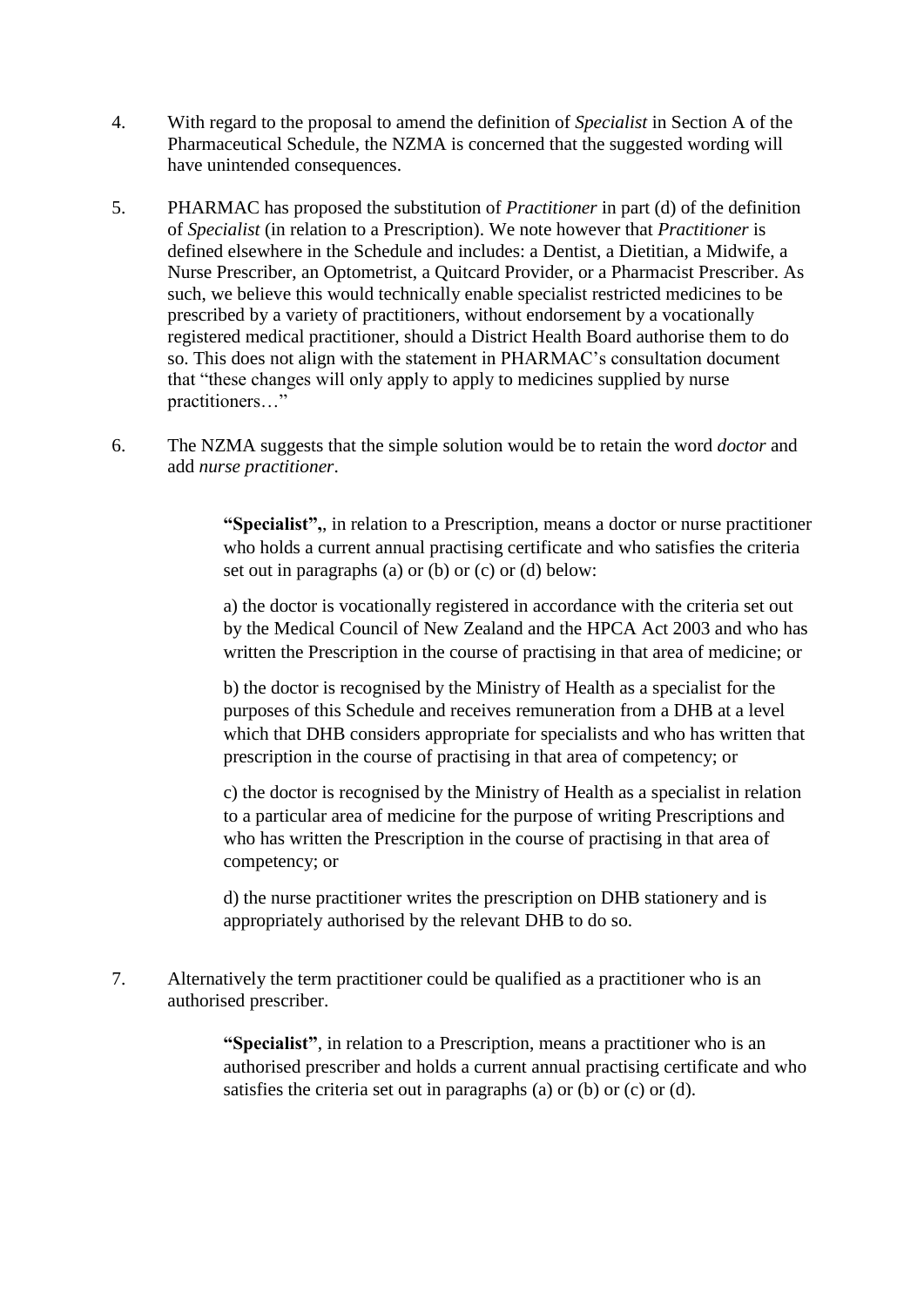4. With regard to the proposal to amend the definition of *Specialist* in Section A of the Pharmaceutical Schedule, the NZMA is concerned that the suggested wording will have unintended consequences.

5. PHARMAC has proposed the substitution of *Practitioner* in part (d) of the definition of *Specialist* (in relation to a Prescription). We note however that *Practitioner* is defined elsewhere in the Schedule and includes: a Dentist, a Dietitian, a Midwife, a Nurse Prescriber, an Optometrist, a Quitcard Provider, or a Pharmacist Prescriber. As such, we believe this would technically enable specialist restricted medicines to be prescribed by a variety of practitioners, without endorsement by a vocationally registered medical practitioner, should a District Health Board authorise them to do so. This does not align with the statement in PHARMAC's consultation document that "these changes will only apply to apply to medicines supplied by nurse practitioners…"

6. The NZMA suggests that the simple solution would be to retain the word *doctor* and add *nurse practitioner*.

> **"Specialist",**, in relation to a Prescription, means a doctor or nurse practitioner who holds a current annual practising certificate and who satisfies the criteria set out in paragraphs (a) or (b) or (c) or (d) below:
>
> a) the doctor is vocationally registered in accordance with the criteria set out by the Medical Council of New Zealand and the HPCA Act 2003 and who has written the Prescription in the course of practising in that area of medicine; or
>
> b) the doctor is recognised by the Ministry of Health as a specialist for the purposes of this Schedule and receives remuneration from a DHB at a level which that DHB considers appropriate for specialists and who has written that prescription in the course of practising in that area of competency; or
>
> c) the doctor is recognised by the Ministry of Health as a specialist in relation to a particular area of medicine for the purpose of writing Prescriptions and who has written the Prescription in the course of practising in that area of competency; or
>
> d) the nurse practitioner writes the prescription on DHB stationery and is appropriately authorised by the relevant DHB to do so.

7. Alternatively the term practitioner could be qualified as a practitioner who is an authorised prescriber.

> **"Specialist"**, in relation to a Prescription, means a practitioner who is an authorised prescriber and holds a current annual practising certificate and who satisfies the criteria set out in paragraphs (a) or (b) or (c) or (d).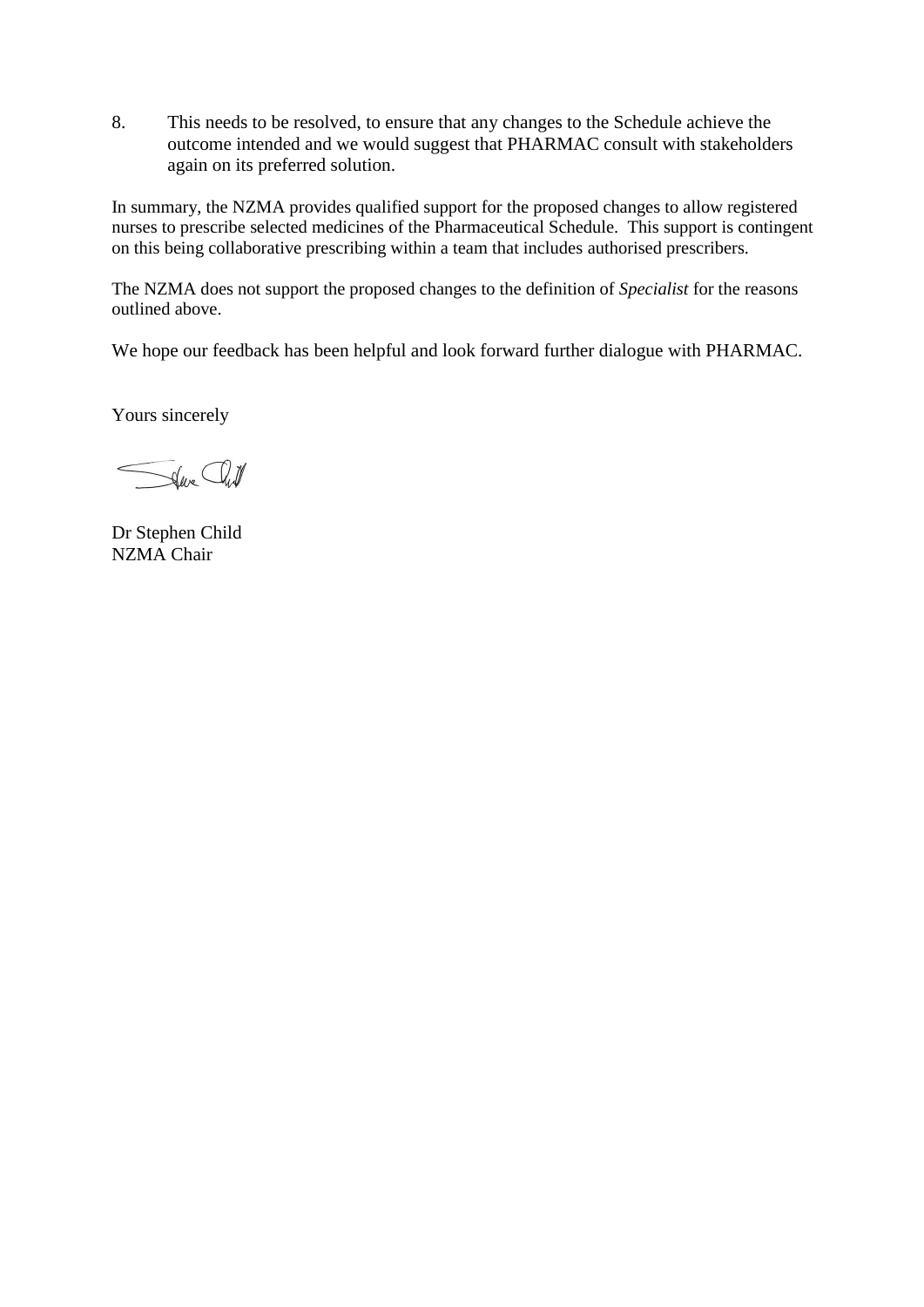8. This needs to be resolved, to ensure that any changes to the Schedule achieve the outcome intended and we would suggest that PHARMAC consult with stakeholders again on its preferred solution.

In summary, the NZMA provides qualified support for the proposed changes to allow registered nurses to prescribe selected medicines of the Pharmaceutical Schedule. This support is contingent on this being collaborative prescribing within a team that includes authorised prescribers.

The NZMA does not support the proposed changes to the definition of *Specialist* for the reasons outlined above.

We hope our feedback has been helpful and look forward further dialogue with PHARMAC.

Yours sincerely

Dr Stephen Child
NZMA Chair